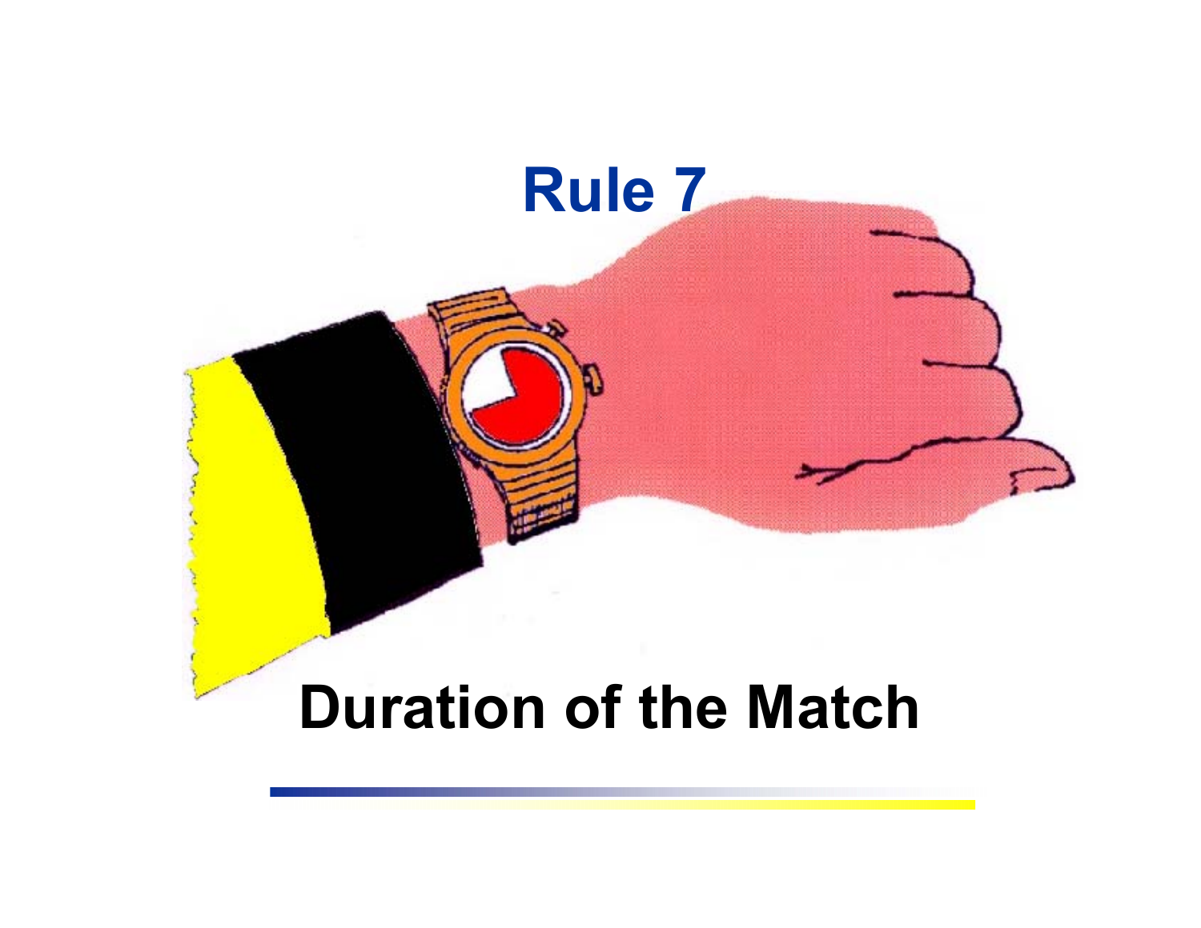# Rule 7

## Duration of the Match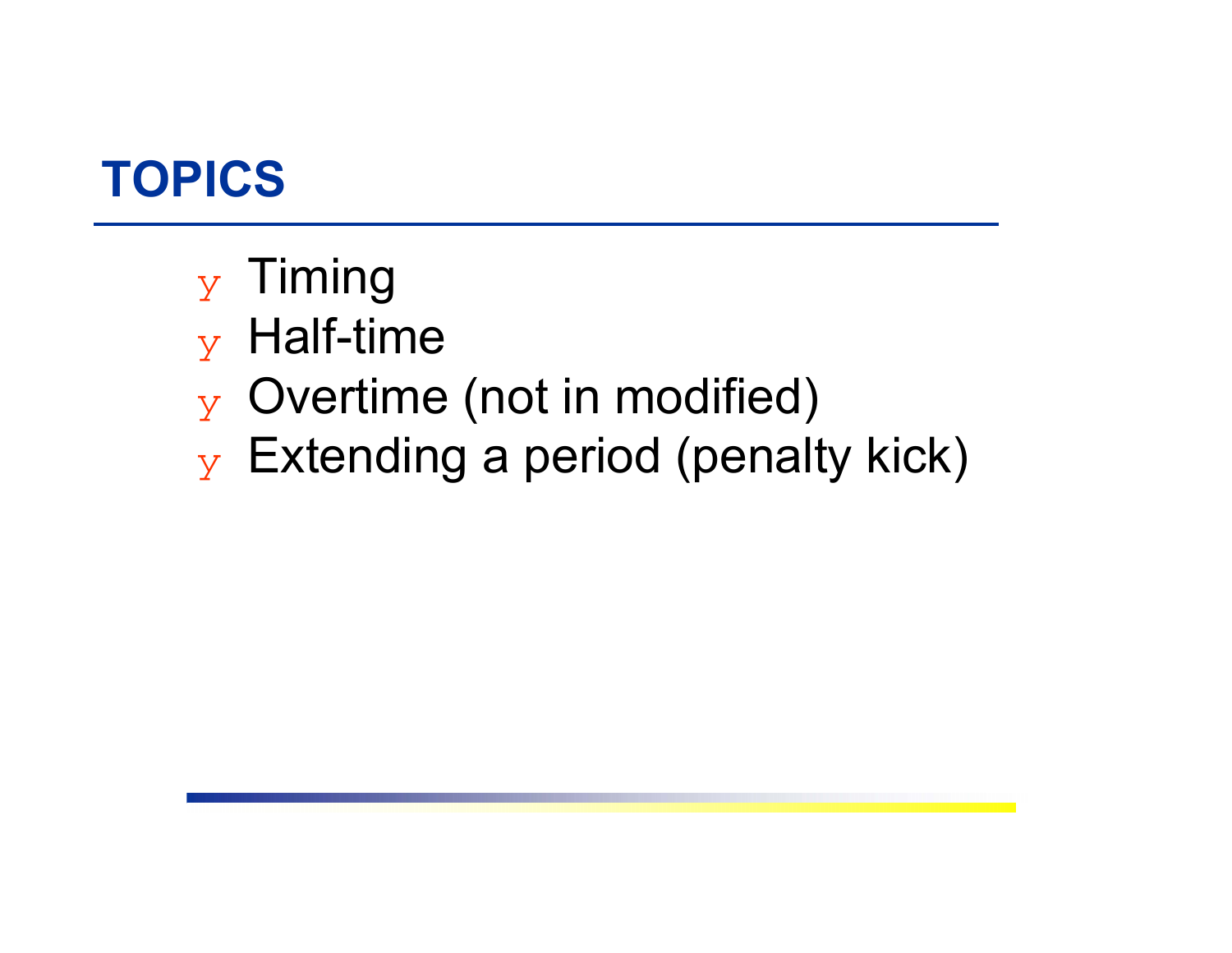# TOPICS

- Timing
- Half-time
- Overtime (not in modified)
- Extending a period (penalty kick)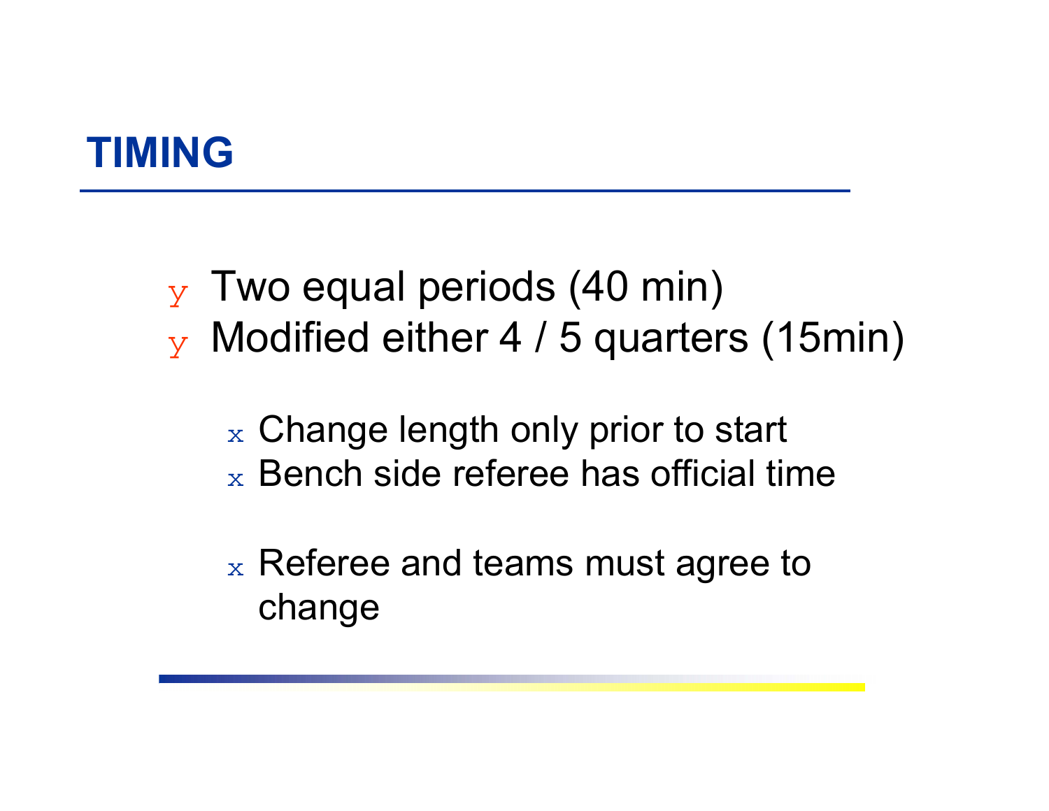# TIMING

- Two equal periods (40 min)
- Modified either 4 / 5 quarters (15min)
  - Change length only prior to start
  - Bench side referee has official time
  - Referee and teams must agree to change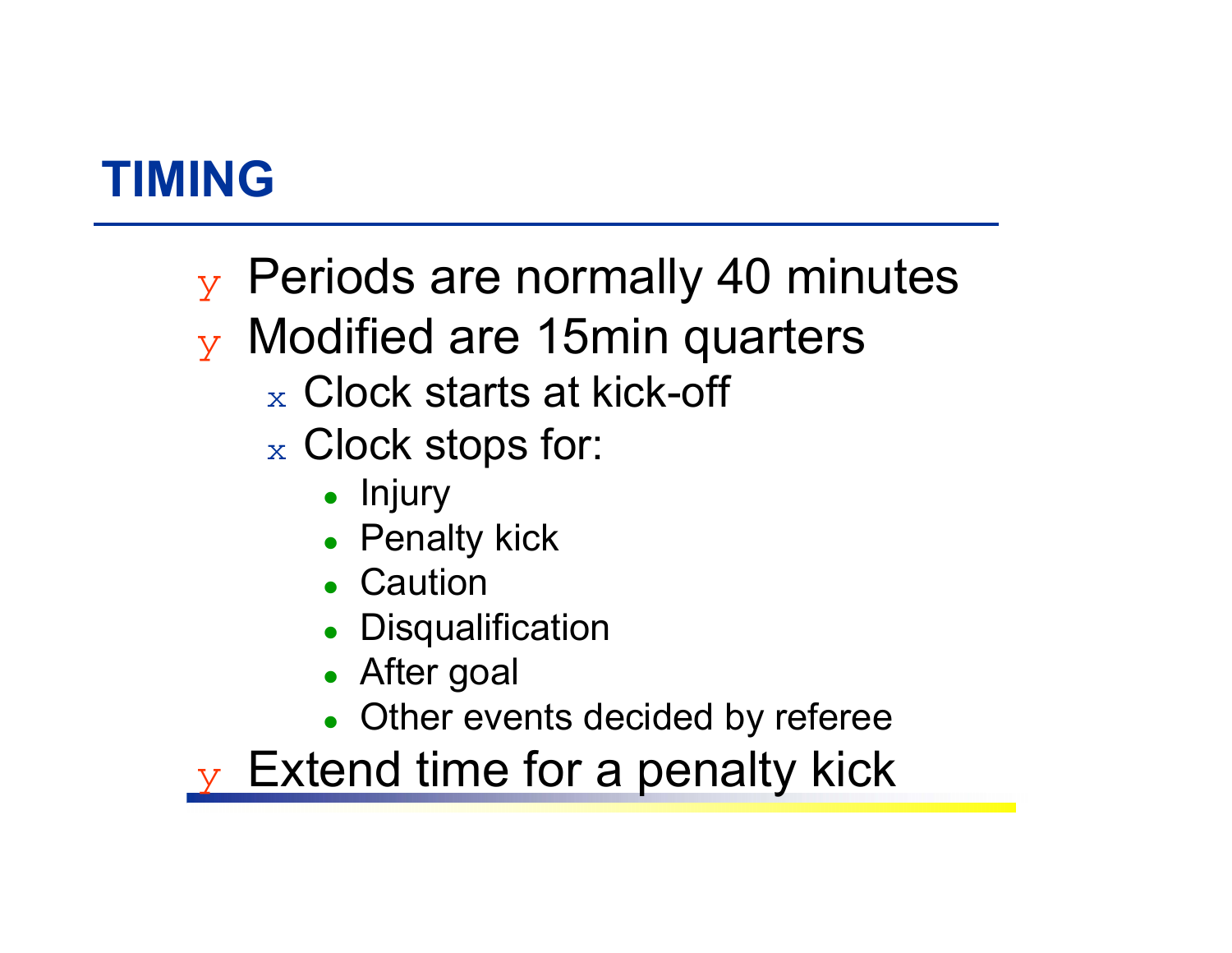# TIMING

- Periods are normally 40 minutes
- Modified are 15min quarters
  - Clock starts at kick-off
  - Clock stops for:
    - Injury
    - Penalty kick
    - Caution
    - Disqualification
    - After goal
    - Other events decided by referee
- Extend time for a penalty kick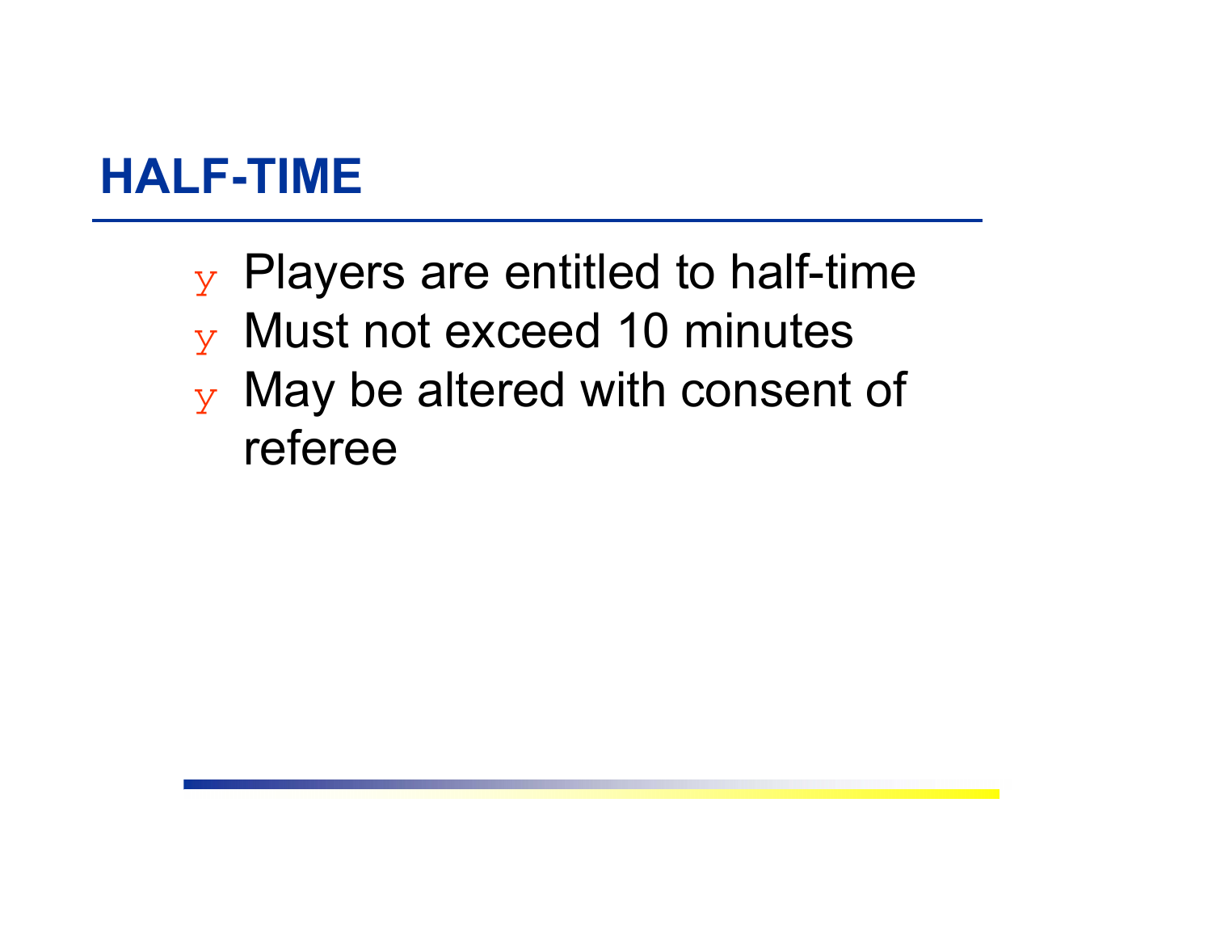## HALF-TIME

- Players are entitled to half-time
- Must not exceed 10 minutes
- May be altered with consent of referee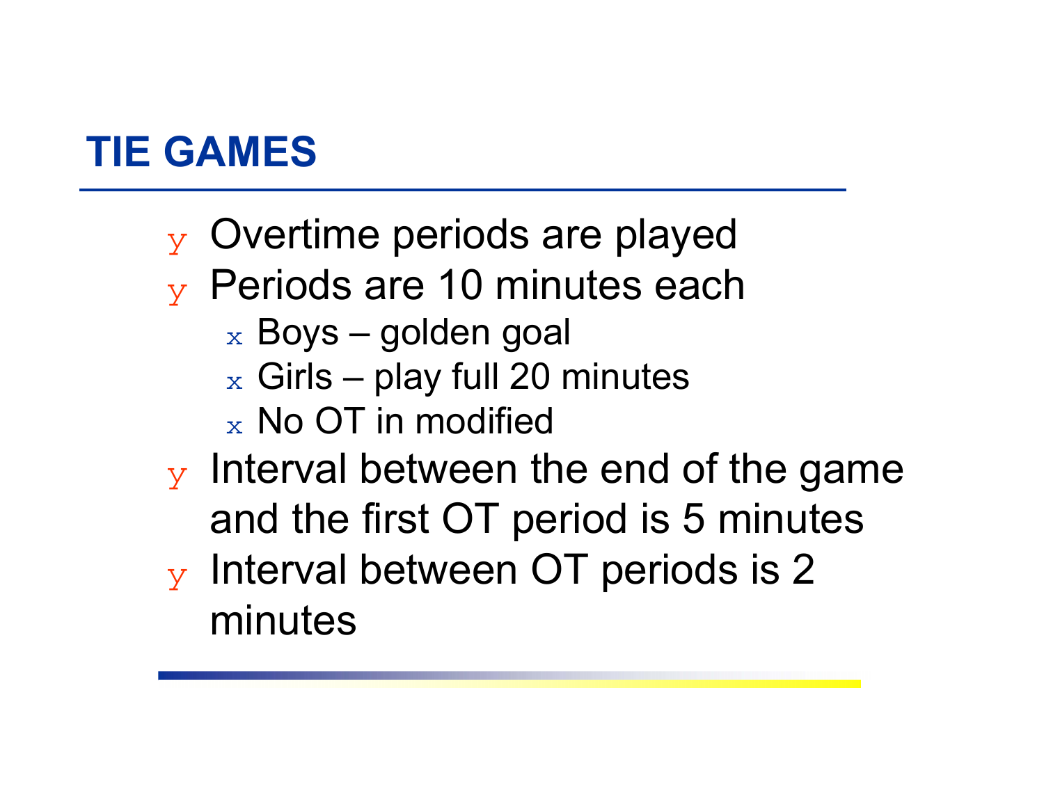# TIE GAMES

- Overtime periods are played
- Periods are 10 minutes each
  - Boys – golden goal
  - Girls – play full 20 minutes
  - No OT in modified
- Interval between the end of the game and the first OT period is 5 minutes
- Interval between OT periods is 2 minutes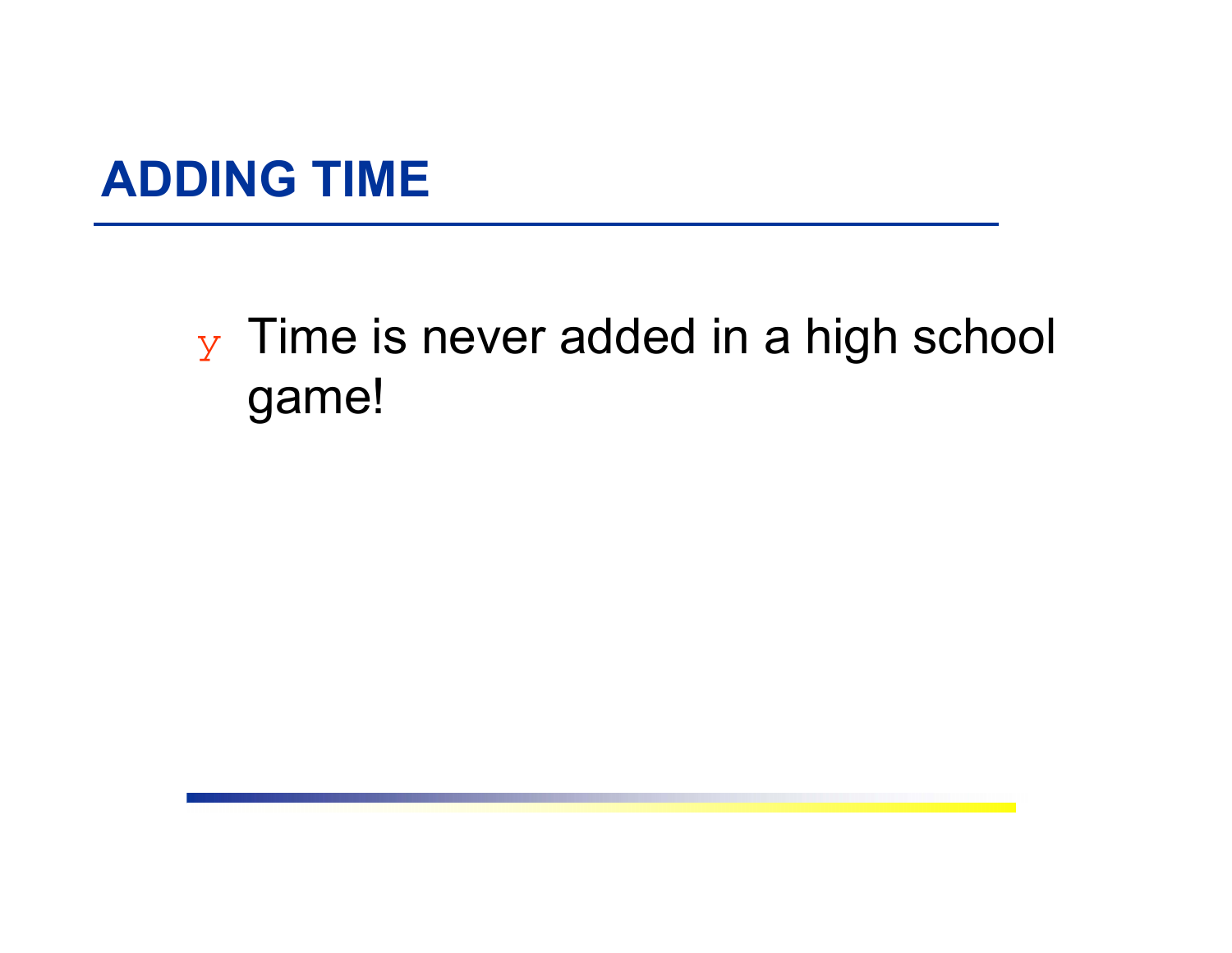# ADDING TIME

- Time is never added in a high school game!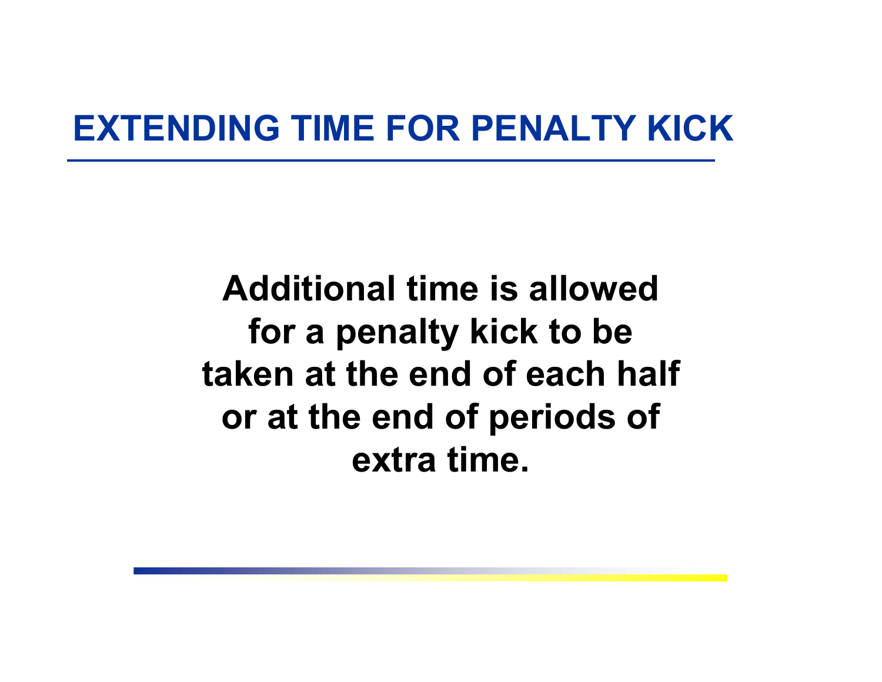# EXTENDING TIME FOR PENALTY KICK

**Additional time is allowed for a penalty kick to be taken at the end of each half or at the end of periods of extra time.**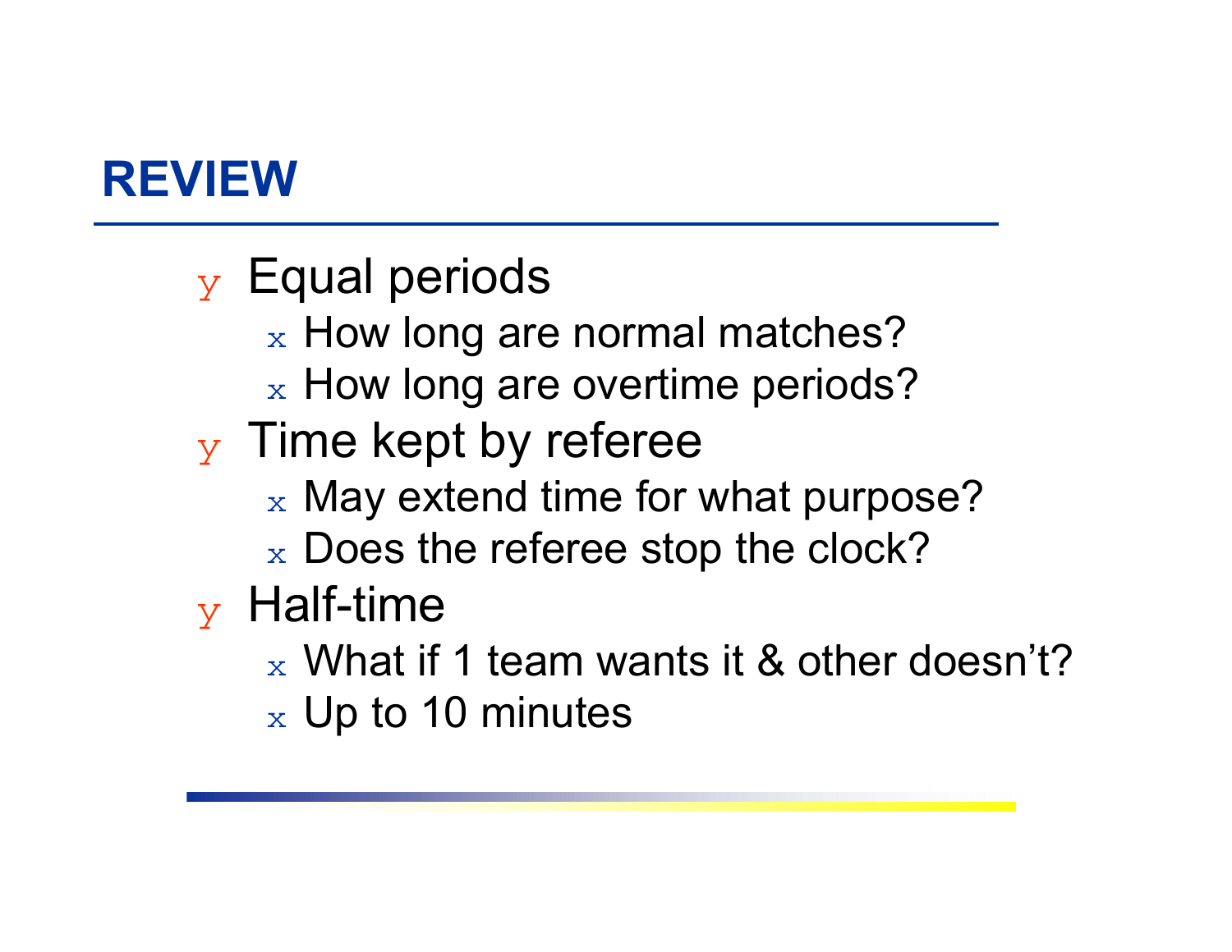# REVIEW

- Equal periods
  - How long are normal matches?
  - How long are overtime periods?
- Time kept by referee
  - May extend time for what purpose?
  - Does the referee stop the clock?
- Half-time
  - What if 1 team wants it & other doesn't?
  - Up to 10 minutes